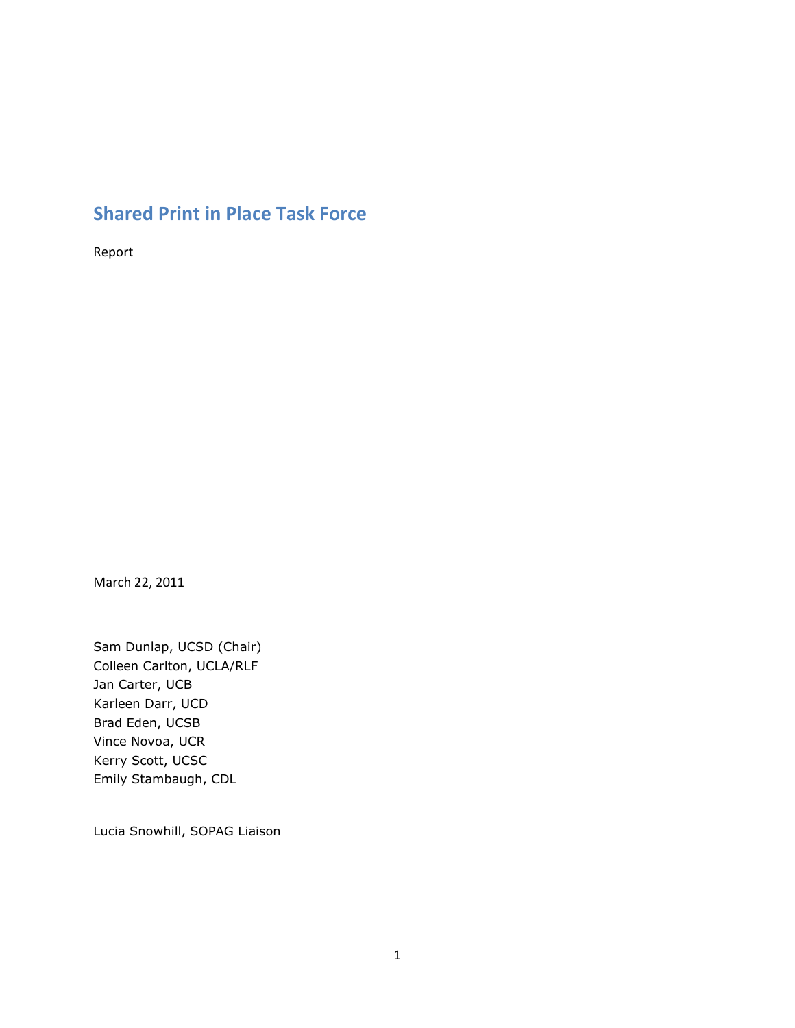# Shared Print in Place Task Force

Report

March 22, 2011

Sam Dunlap, UCSD (Chair)
Colleen Carlton, UCLA/RLF
Jan Carter, UCB
Karleen Darr, UCD
Brad Eden, UCSB
Vince Novoa, UCR
Kerry Scott, UCSC
Emily Stambaugh, CDL

Lucia Snowhill, SOPAG Liaison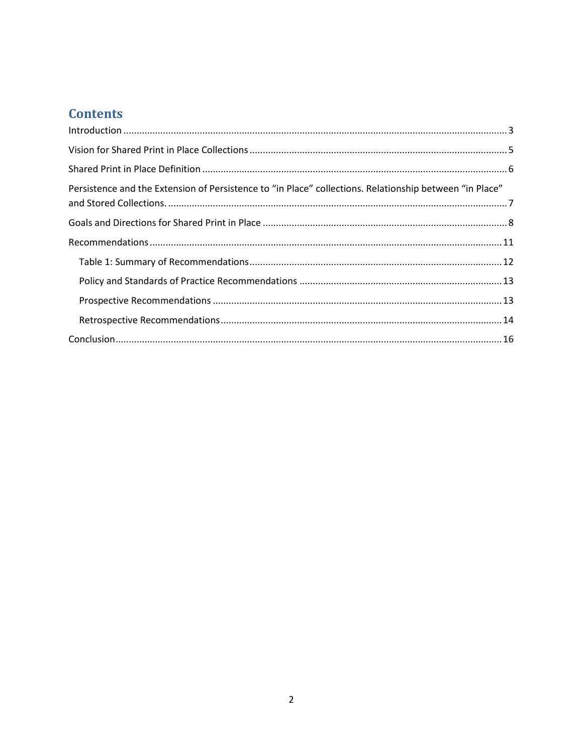# Contents

- Introduction ... 3
- Vision for Shared Print in Place Collections ... 5
- Shared Print in Place Definition ... 6
- Persistence and the Extension of Persistence to "in Place" collections. Relationship between "in Place" and Stored Collections. ... 7
- Goals and Directions for Shared Print in Place ... 8
- Recommendations ... 11
  - Table 1: Summary of Recommendations ... 12
  - Policy and Standards of Practice Recommendations ... 13
  - Prospective Recommendations ... 13
  - Retrospective Recommendations ... 14
- Conclusion ... 16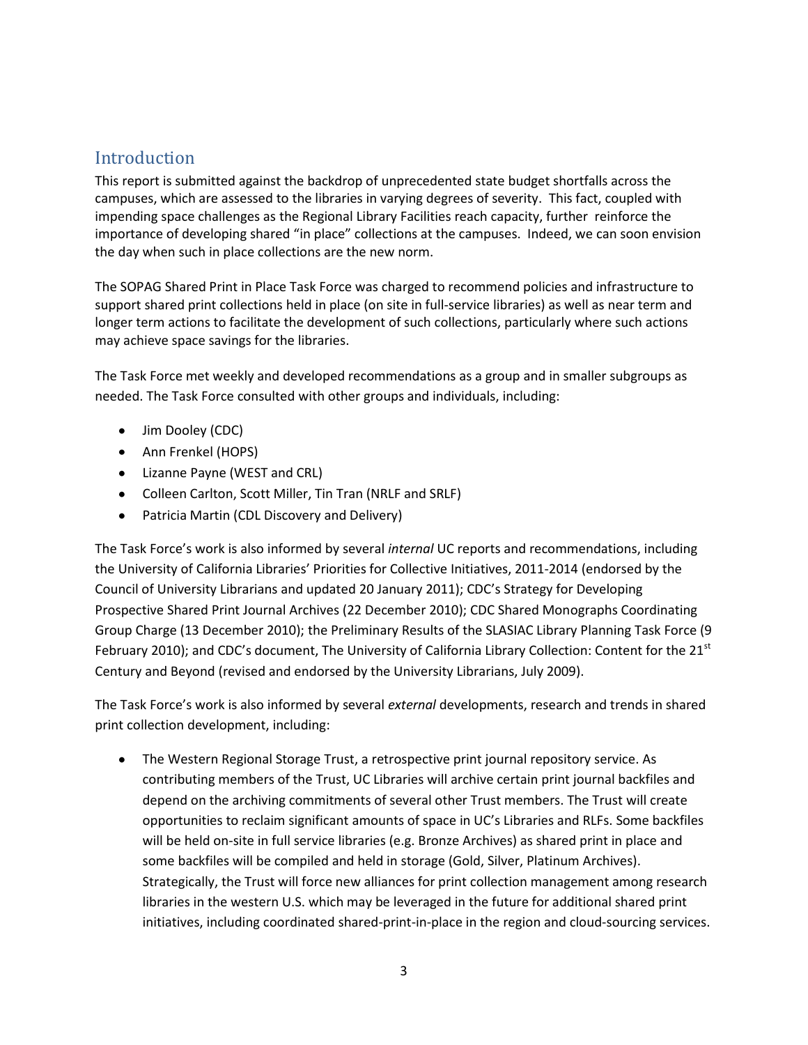## Introduction

This report is submitted against the backdrop of unprecedented state budget shortfalls across the campuses, which are assessed to the libraries in varying degrees of severity. This fact, coupled with impending space challenges as the Regional Library Facilities reach capacity, further reinforce the importance of developing shared "in place" collections at the campuses. Indeed, we can soon envision the day when such in place collections are the new norm.

The SOPAG Shared Print in Place Task Force was charged to recommend policies and infrastructure to support shared print collections held in place (on site in full-service libraries) as well as near term and longer term actions to facilitate the development of such collections, particularly where such actions may achieve space savings for the libraries.

The Task Force met weekly and developed recommendations as a group and in smaller subgroups as needed. The Task Force consulted with other groups and individuals, including:

- Jim Dooley (CDC)
- Ann Frenkel (HOPS)
- Lizanne Payne (WEST and CRL)
- Colleen Carlton, Scott Miller, Tin Tran (NRLF and SRLF)
- Patricia Martin (CDL Discovery and Delivery)

The Task Force's work is also informed by several *internal* UC reports and recommendations, including the University of California Libraries' Priorities for Collective Initiatives, 2011-2014 (endorsed by the Council of University Librarians and updated 20 January 2011); CDC's Strategy for Developing Prospective Shared Print Journal Archives (22 December 2010); CDC Shared Monographs Coordinating Group Charge (13 December 2010); the Preliminary Results of the SLASIAC Library Planning Task Force (9 February 2010); and CDC's document, The University of California Library Collection: Content for the 21st Century and Beyond (revised and endorsed by the University Librarians, July 2009).

The Task Force's work is also informed by several *external* developments, research and trends in shared print collection development, including:

- The Western Regional Storage Trust, a retrospective print journal repository service. As contributing members of the Trust, UC Libraries will archive certain print journal backfiles and depend on the archiving commitments of several other Trust members. The Trust will create opportunities to reclaim significant amounts of space in UC's Libraries and RLFs. Some backfiles will be held on-site in full service libraries (e.g. Bronze Archives) as shared print in place and some backfiles will be compiled and held in storage (Gold, Silver, Platinum Archives). Strategically, the Trust will force new alliances for print collection management among research libraries in the western U.S. which may be leveraged in the future for additional shared print initiatives, including coordinated shared-print-in-place in the region and cloud-sourcing services.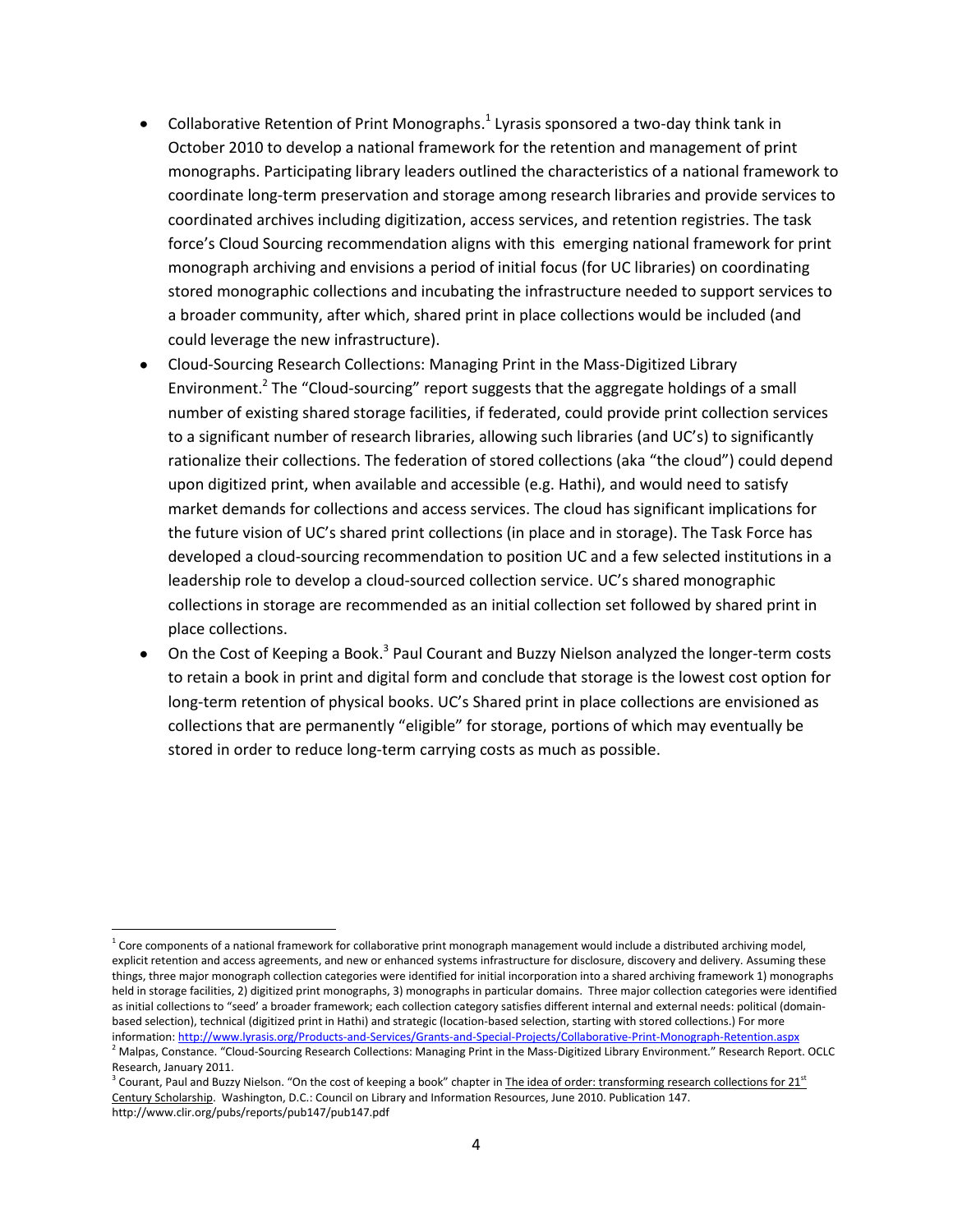- Collaborative Retention of Print Monographs.[1] Lyrasis sponsored a two-day think tank in October 2010 to develop a national framework for the retention and management of print monographs. Participating library leaders outlined the characteristics of a national framework to coordinate long-term preservation and storage among research libraries and provide services to coordinated archives including digitization, access services, and retention registries. The task force's Cloud Sourcing recommendation aligns with this emerging national framework for print monograph archiving and envisions a period of initial focus (for UC libraries) on coordinating stored monographic collections and incubating the infrastructure needed to support services to a broader community, after which, shared print in place collections would be included (and could leverage the new infrastructure).
- Cloud-Sourcing Research Collections: Managing Print in the Mass-Digitized Library Environment.[2] The "Cloud-sourcing" report suggests that the aggregate holdings of a small number of existing shared storage facilities, if federated, could provide print collection services to a significant number of research libraries, allowing such libraries (and UC's) to significantly rationalize their collections. The federation of stored collections (aka "the cloud") could depend upon digitized print, when available and accessible (e.g. Hathi), and would need to satisfy market demands for collections and access services. The cloud has significant implications for the future vision of UC's shared print collections (in place and in storage). The Task Force has developed a cloud-sourcing recommendation to position UC and a few selected institutions in a leadership role to develop a cloud-sourced collection service. UC's shared monographic collections in storage are recommended as an initial collection set followed by shared print in place collections.
- On the Cost of Keeping a Book.[3] Paul Courant and Buzzy Nielson analyzed the longer-term costs to retain a book in print and digital form and conclude that storage is the lowest cost option for long-term retention of physical books. UC's Shared print in place collections are envisioned as collections that are permanently "eligible" for storage, portions of which may eventually be stored in order to reduce long-term carrying costs as much as possible.

---

[1] Core components of a national framework for collaborative print monograph management would include a distributed archiving model, explicit retention and access agreements, and new or enhanced systems infrastructure for disclosure, discovery and delivery. Assuming these things, three major monograph collection categories were identified for initial incorporation into a shared archiving framework 1) monographs held in storage facilities, 2) digitized print monographs, 3) monographs in particular domains. Three major collection categories were identified as initial collections to "seed' a broader framework; each collection category satisfies different internal and external needs: political (domain-based selection), technical (digitized print in Hathi) and strategic (location-based selection, starting with stored collections.) For more information: http://www.lyrasis.org/Products-and-Services/Grants-and-Special-Projects/Collaborative-Print-Monograph-Retention.aspx

[2] Malpas, Constance. "Cloud-Sourcing Research Collections: Managing Print in the Mass-Digitized Library Environment." Research Report. OCLC Research, January 2011.

[3] Courant, Paul and Buzzy Nielson. "On the cost of keeping a book" chapter in The idea of order: transforming research collections for 21st Century Scholarship. Washington, D.C.: Council on Library and Information Resources, June 2010. Publication 147. http://www.clir.org/pubs/reports/pub147/pub147.pdf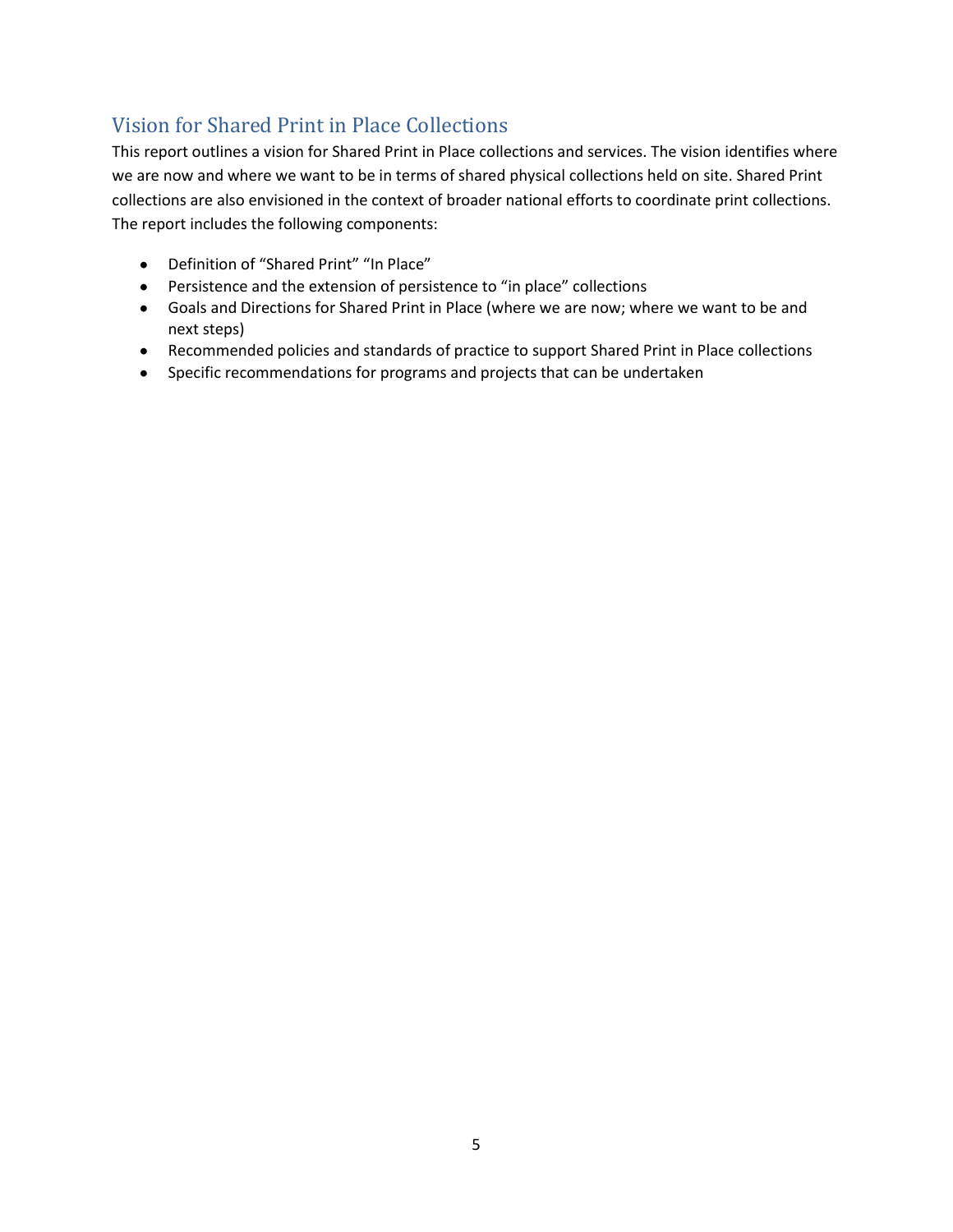## Vision for Shared Print in Place Collections

This report outlines a vision for Shared Print in Place collections and services. The vision identifies where we are now and where we want to be in terms of shared physical collections held on site. Shared Print collections are also envisioned in the context of broader national efforts to coordinate print collections. The report includes the following components:

- Definition of "Shared Print" "In Place"
- Persistence and the extension of persistence to "in place" collections
- Goals and Directions for Shared Print in Place (where we are now; where we want to be and next steps)
- Recommended policies and standards of practice to support Shared Print in Place collections
- Specific recommendations for programs and projects that can be undertaken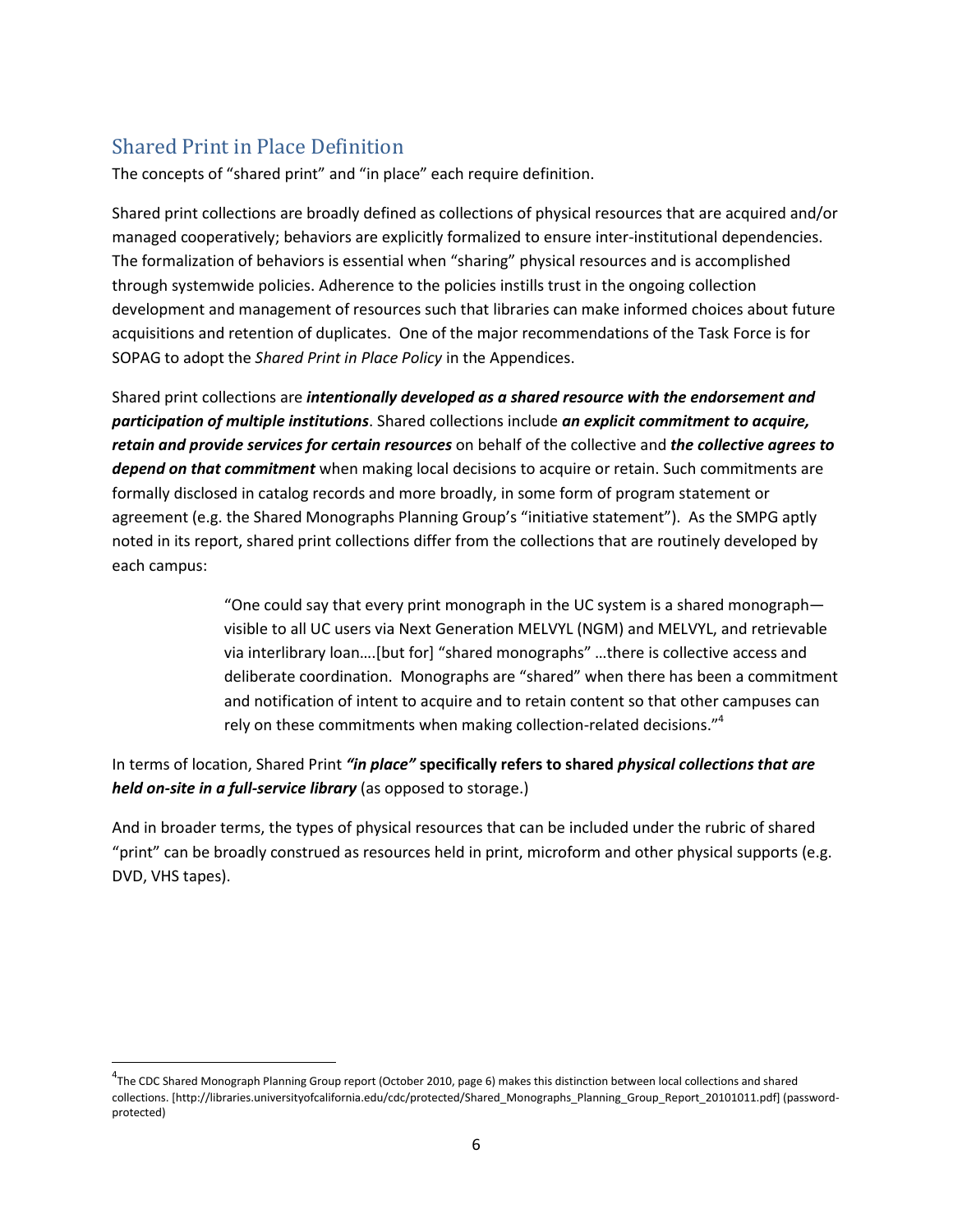## Shared Print in Place Definition

The concepts of "shared print" and "in place" each require definition.

Shared print collections are broadly defined as collections of physical resources that are acquired and/or managed cooperatively; behaviors are explicitly formalized to ensure inter-institutional dependencies. The formalization of behaviors is essential when "sharing" physical resources and is accomplished through systemwide policies. Adherence to the policies instills trust in the ongoing collection development and management of resources such that libraries can make informed choices about future acquisitions and retention of duplicates. One of the major recommendations of the Task Force is for SOPAG to adopt the *Shared Print in Place Policy* in the Appendices.

Shared print collections are ***intentionally developed as a shared resource with the endorsement and participation of multiple institutions***. Shared collections include ***an explicit commitment to acquire, retain and provide services for certain resources*** on behalf of the collective and ***the collective agrees to depend on that commitment*** when making local decisions to acquire or retain. Such commitments are formally disclosed in catalog records and more broadly, in some form of program statement or agreement (e.g. the Shared Monographs Planning Group's "initiative statement"). As the SMPG aptly noted in its report, shared print collections differ from the collections that are routinely developed by each campus:

> "One could say that every print monograph in the UC system is a shared monograph—visible to all UC users via Next Generation MELVYL (NGM) and MELVYL, and retrievable via interlibrary loan….[but for] "shared monographs" …there is collective access and deliberate coordination. Monographs are "shared" when there has been a commitment and notification of intent to acquire and to retain content so that other campuses can rely on these commitments when making collection-related decisions."[4]

In terms of location, Shared Print ***"in place"*** **specifically refers to shared *physical collections that are held on-site in a full-service library*** (as opposed to storage.)

And in broader terms, the types of physical resources that can be included under the rubric of shared "print" can be broadly construed as resources held in print, microform and other physical supports (e.g. DVD, VHS tapes).

---

[4]The CDC Shared Monograph Planning Group report (October 2010, page 6) makes this distinction between local collections and shared collections. [http://libraries.universityofcalifornia.edu/cdc/protected/Shared_Monographs_Planning_Group_Report_20101011.pdf] (password-protected)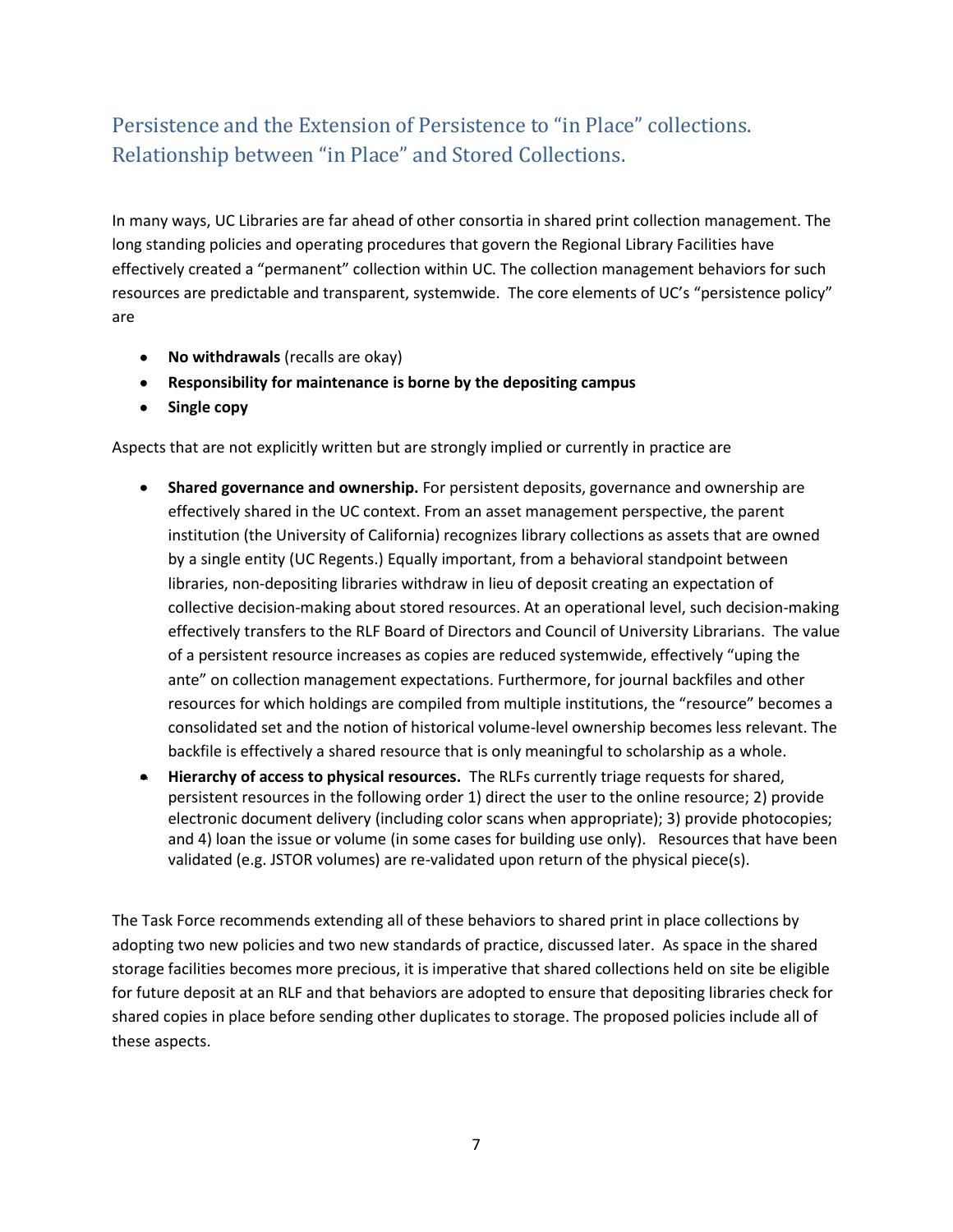## Persistence and the Extension of Persistence to "in Place" collections. Relationship between "in Place" and Stored Collections.

In many ways, UC Libraries are far ahead of other consortia in shared print collection management. The long standing policies and operating procedures that govern the Regional Library Facilities have effectively created a "permanent" collection within UC. The collection management behaviors for such resources are predictable and transparent, systemwide. The core elements of UC's "persistence policy" are

- **No withdrawals** (recalls are okay)
- **Responsibility for maintenance is borne by the depositing campus**
- **Single copy**

Aspects that are not explicitly written but are strongly implied or currently in practice are

- **Shared governance and ownership.** For persistent deposits, governance and ownership are effectively shared in the UC context. From an asset management perspective, the parent institution (the University of California) recognizes library collections as assets that are owned by a single entity (UC Regents.) Equally important, from a behavioral standpoint between libraries, non-depositing libraries withdraw in lieu of deposit creating an expectation of collective decision-making about stored resources. At an operational level, such decision-making effectively transfers to the RLF Board of Directors and Council of University Librarians. The value of a persistent resource increases as copies are reduced systemwide, effectively "uping the ante" on collection management expectations. Furthermore, for journal backfiles and other resources for which holdings are compiled from multiple institutions, the "resource" becomes a consolidated set and the notion of historical volume-level ownership becomes less relevant. The backfile is effectively a shared resource that is only meaningful to scholarship as a whole.
- **Hierarchy of access to physical resources.** The RLFs currently triage requests for shared, persistent resources in the following order 1) direct the user to the online resource; 2) provide electronic document delivery (including color scans when appropriate); 3) provide photocopies; and 4) loan the issue or volume (in some cases for building use only). Resources that have been validated (e.g. JSTOR volumes) are re-validated upon return of the physical piece(s).

The Task Force recommends extending all of these behaviors to shared print in place collections by adopting two new policies and two new standards of practice, discussed later. As space in the shared storage facilities becomes more precious, it is imperative that shared collections held on site be eligible for future deposit at an RLF and that behaviors are adopted to ensure that depositing libraries check for shared copies in place before sending other duplicates to storage. The proposed policies include all of these aspects.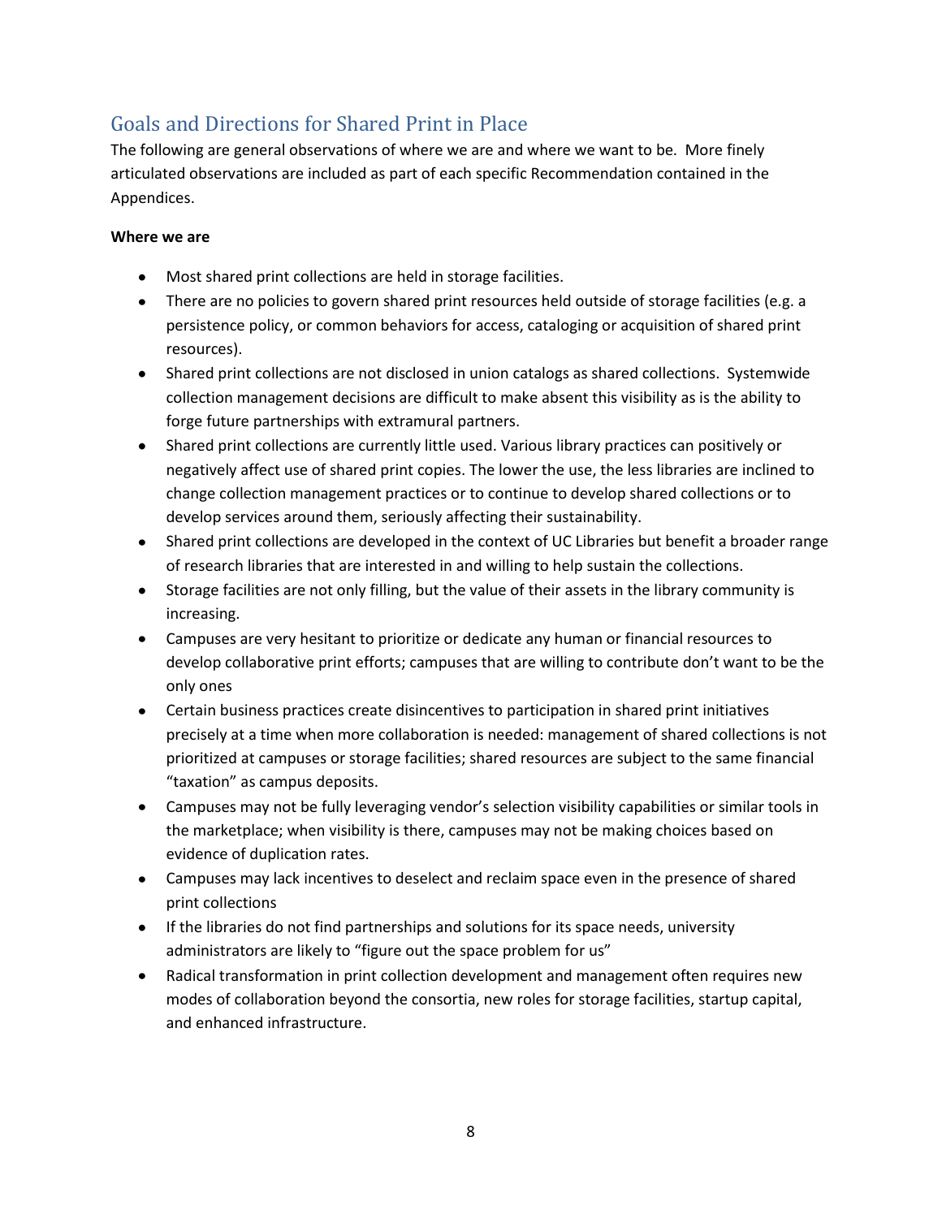## Goals and Directions for Shared Print in Place

The following are general observations of where we are and where we want to be. More finely articulated observations are included as part of each specific Recommendation contained in the Appendices.

**Where we are**

- Most shared print collections are held in storage facilities.
- There are no policies to govern shared print resources held outside of storage facilities (e.g. a persistence policy, or common behaviors for access, cataloging or acquisition of shared print resources).
- Shared print collections are not disclosed in union catalogs as shared collections. Systemwide collection management decisions are difficult to make absent this visibility as is the ability to forge future partnerships with extramural partners.
- Shared print collections are currently little used. Various library practices can positively or negatively affect use of shared print copies. The lower the use, the less libraries are inclined to change collection management practices or to continue to develop shared collections or to develop services around them, seriously affecting their sustainability.
- Shared print collections are developed in the context of UC Libraries but benefit a broader range of research libraries that are interested in and willing to help sustain the collections.
- Storage facilities are not only filling, but the value of their assets in the library community is increasing.
- Campuses are very hesitant to prioritize or dedicate any human or financial resources to develop collaborative print efforts; campuses that are willing to contribute don't want to be the only ones
- Certain business practices create disincentives to participation in shared print initiatives precisely at a time when more collaboration is needed: management of shared collections is not prioritized at campuses or storage facilities; shared resources are subject to the same financial "taxation" as campus deposits.
- Campuses may not be fully leveraging vendor's selection visibility capabilities or similar tools in the marketplace; when visibility is there, campuses may not be making choices based on evidence of duplication rates.
- Campuses may lack incentives to deselect and reclaim space even in the presence of shared print collections
- If the libraries do not find partnerships and solutions for its space needs, university administrators are likely to "figure out the space problem for us"
- Radical transformation in print collection development and management often requires new modes of collaboration beyond the consortia, new roles for storage facilities, startup capital, and enhanced infrastructure.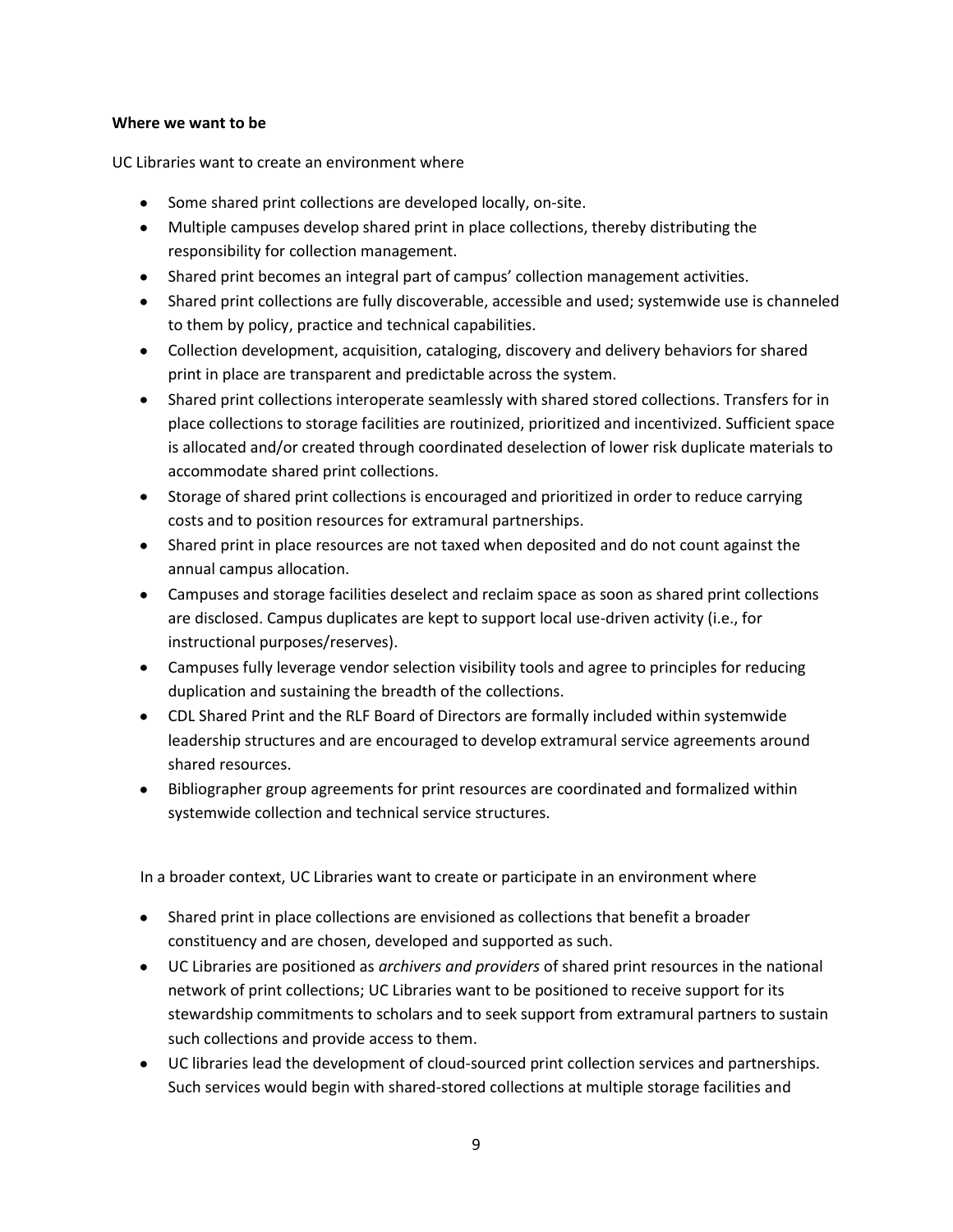**Where we want to be**

UC Libraries want to create an environment where

- Some shared print collections are developed locally, on-site.
- Multiple campuses develop shared print in place collections, thereby distributing the responsibility for collection management.
- Shared print becomes an integral part of campus' collection management activities.
- Shared print collections are fully discoverable, accessible and used; systemwide use is channeled to them by policy, practice and technical capabilities.
- Collection development, acquisition, cataloging, discovery and delivery behaviors for shared print in place are transparent and predictable across the system.
- Shared print collections interoperate seamlessly with shared stored collections. Transfers for in place collections to storage facilities are routinized, prioritized and incentivized. Sufficient space is allocated and/or created through coordinated deselection of lower risk duplicate materials to accommodate shared print collections.
- Storage of shared print collections is encouraged and prioritized in order to reduce carrying costs and to position resources for extramural partnerships.
- Shared print in place resources are not taxed when deposited and do not count against the annual campus allocation.
- Campuses and storage facilities deselect and reclaim space as soon as shared print collections are disclosed. Campus duplicates are kept to support local use-driven activity (i.e., for instructional purposes/reserves).
- Campuses fully leverage vendor selection visibility tools and agree to principles for reducing duplication and sustaining the breadth of the collections.
- CDL Shared Print and the RLF Board of Directors are formally included within systemwide leadership structures and are encouraged to develop extramural service agreements around shared resources.
- Bibliographer group agreements for print resources are coordinated and formalized within systemwide collection and technical service structures.

In a broader context, UC Libraries want to create or participate in an environment where

- Shared print in place collections are envisioned as collections that benefit a broader constituency and are chosen, developed and supported as such.
- UC Libraries are positioned as *archivers and providers* of shared print resources in the national network of print collections; UC Libraries want to be positioned to receive support for its stewardship commitments to scholars and to seek support from extramural partners to sustain such collections and provide access to them.
- UC libraries lead the development of cloud-sourced print collection services and partnerships. Such services would begin with shared-stored collections at multiple storage facilities and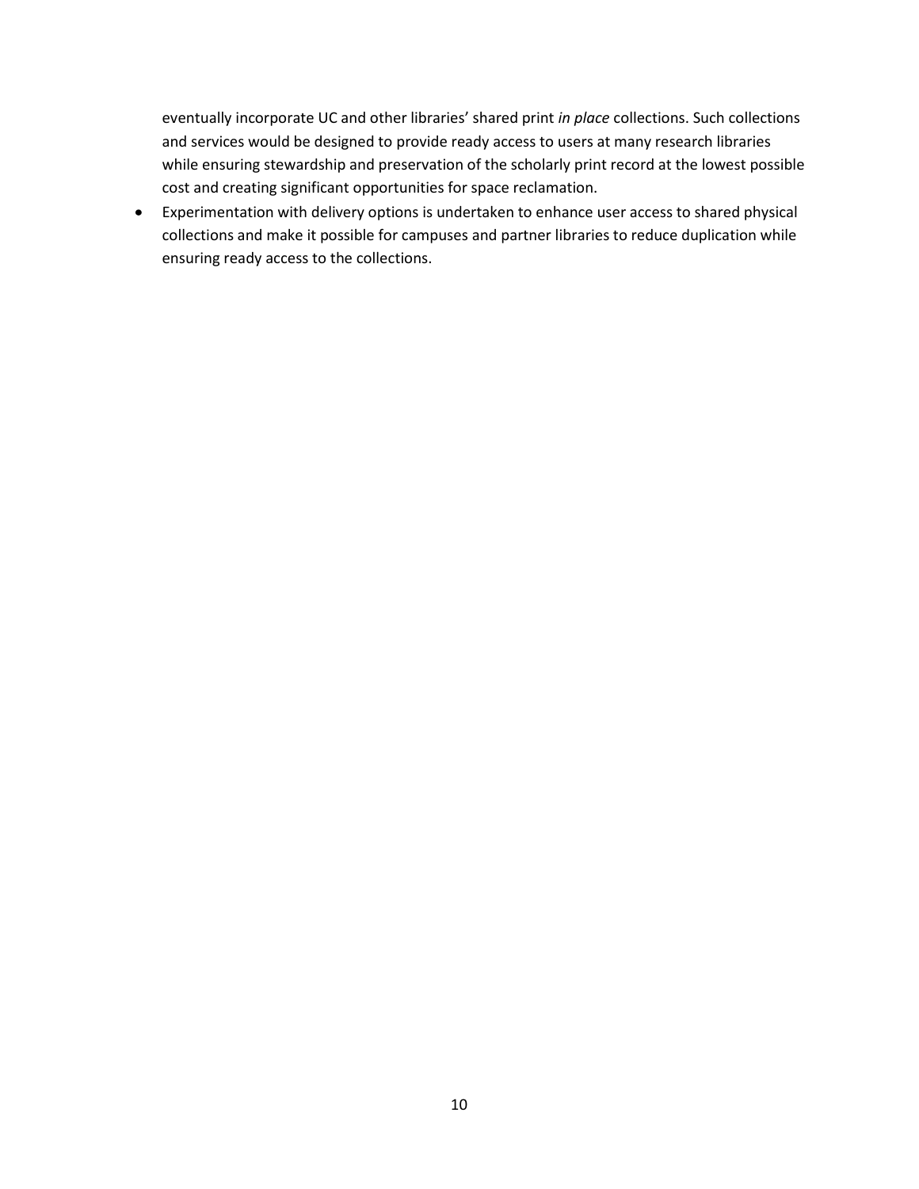eventually incorporate UC and other libraries' shared print *in place* collections. Such collections and services would be designed to provide ready access to users at many research libraries while ensuring stewardship and preservation of the scholarly print record at the lowest possible cost and creating significant opportunities for space reclamation.

- Experimentation with delivery options is undertaken to enhance user access to shared physical collections and make it possible for campuses and partner libraries to reduce duplication while ensuring ready access to the collections.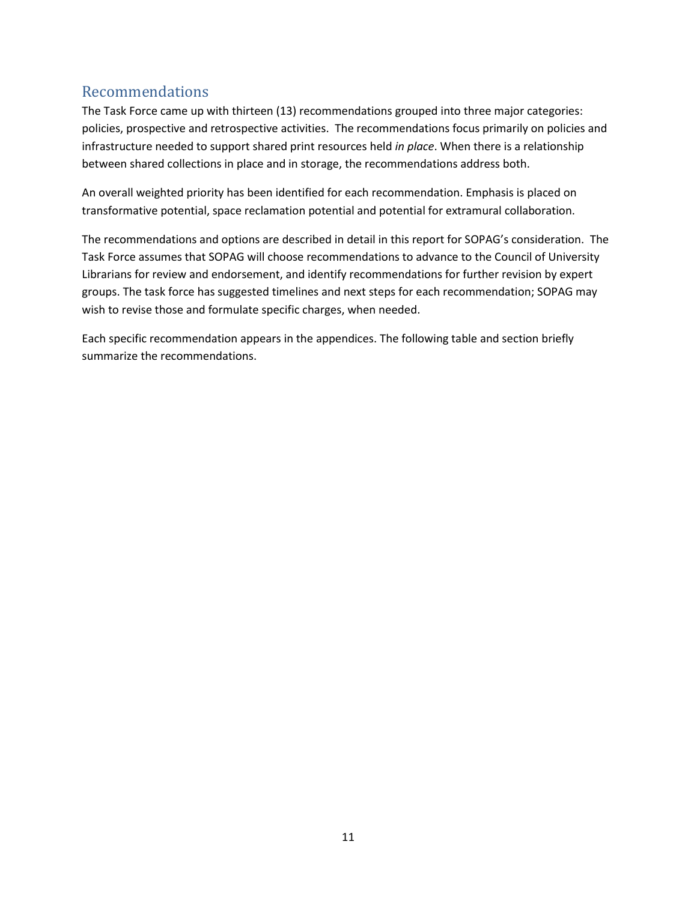## Recommendations

The Task Force came up with thirteen (13) recommendations grouped into three major categories: policies, prospective and retrospective activities. The recommendations focus primarily on policies and infrastructure needed to support shared print resources held *in place*. When there is a relationship between shared collections in place and in storage, the recommendations address both.

An overall weighted priority has been identified for each recommendation. Emphasis is placed on transformative potential, space reclamation potential and potential for extramural collaboration.

The recommendations and options are described in detail in this report for SOPAG's consideration. The Task Force assumes that SOPAG will choose recommendations to advance to the Council of University Librarians for review and endorsement, and identify recommendations for further revision by expert groups. The task force has suggested timelines and next steps for each recommendation; SOPAG may wish to revise those and formulate specific charges, when needed.

Each specific recommendation appears in the appendices. The following table and section briefly summarize the recommendations.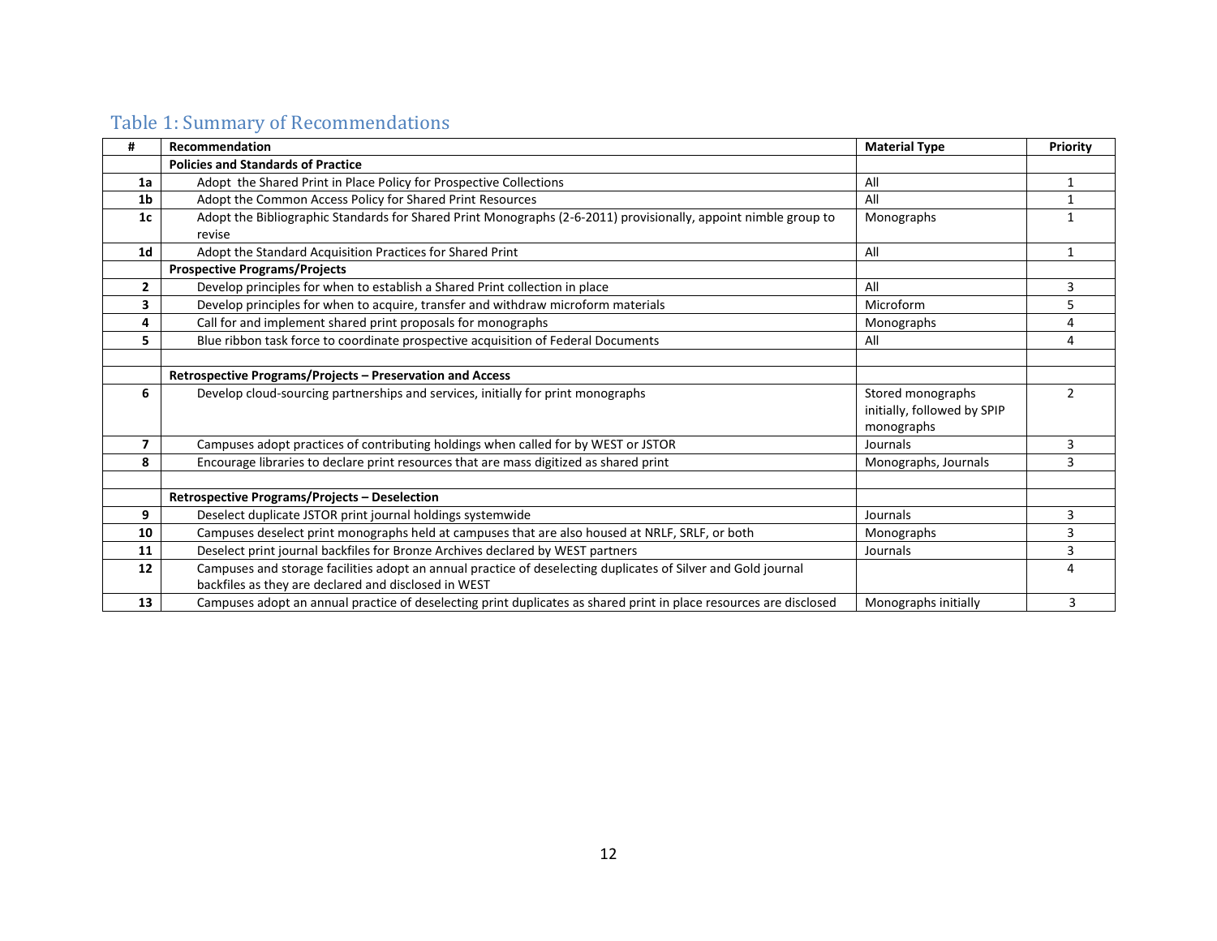## Table 1: Summary of Recommendations

| # | Recommendation | Material Type | Priority |
|---|---|---|---|
| | **Policies and Standards of Practice** | | |
| **1a** | Adopt the Shared Print in Place Policy for Prospective Collections | All | 1 |
| **1b** | Adopt the Common Access Policy for Shared Print Resources | All | 1 |
| **1c** | Adopt the Bibliographic Standards for Shared Print Monographs (2-6-2011) provisionally, appoint nimble group to revise | Monographs | 1 |
| **1d** | Adopt the Standard Acquisition Practices for Shared Print | All | 1 |
| | **Prospective Programs/Projects** | | |
| **2** | Develop principles for when to establish a Shared Print collection in place | All | 3 |
| **3** | Develop principles for when to acquire, transfer and withdraw microform materials | Microform | 5 |
| **4** | Call for and implement shared print proposals for monographs | Monographs | 4 |
| **5** | Blue ribbon task force to coordinate prospective acquisition of Federal Documents | All | 4 |
| | | | |
| | **Retrospective Programs/Projects – Preservation and Access** | | |
| **6** | Develop cloud-sourcing partnerships and services, initially for print monographs | Stored monographs initially, followed by SPIP monographs | 2 |
| **7** | Campuses adopt practices of contributing holdings when called for by WEST or JSTOR | Journals | 3 |
| **8** | Encourage libraries to declare print resources that are mass digitized as shared print | Monographs, Journals | 3 |
| | | | |
| | **Retrospective Programs/Projects – Deselection** | | |
| **9** | Deselect duplicate JSTOR print journal holdings systemwide | Journals | 3 |
| **10** | Campuses deselect print monographs held at campuses that are also housed at NRLF, SRLF, or both | Monographs | 3 |
| **11** | Deselect print journal backfiles for Bronze Archives declared by WEST partners | Journals | 3 |
| **12** | Campuses and storage facilities adopt an annual practice of deselecting duplicates of Silver and Gold journal backfiles as they are declared and disclosed in WEST | | 4 |
| **13** | Campuses adopt an annual practice of deselecting print duplicates as shared print in place resources are disclosed | Monographs initially | 3 |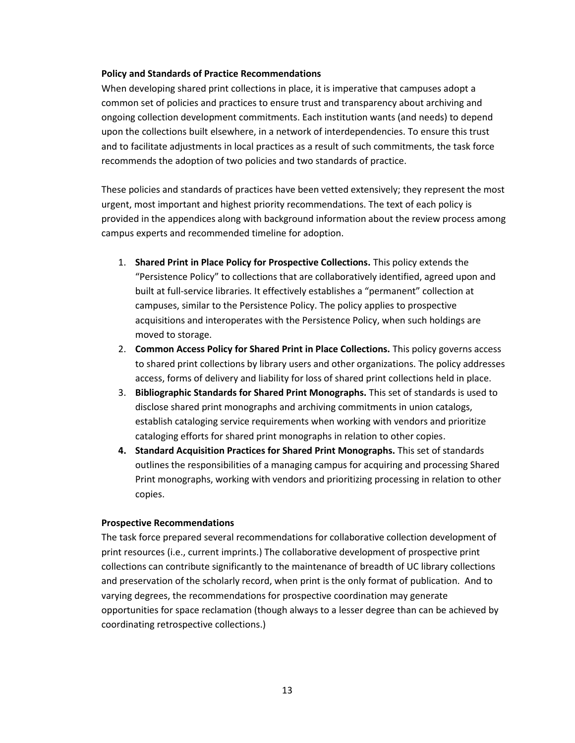**Policy and Standards of Practice Recommendations**

When developing shared print collections in place, it is imperative that campuses adopt a common set of policies and practices to ensure trust and transparency about archiving and ongoing collection development commitments. Each institution wants (and needs) to depend upon the collections built elsewhere, in a network of interdependencies. To ensure this trust and to facilitate adjustments in local practices as a result of such commitments, the task force recommends the adoption of two policies and two standards of practice.

These policies and standards of practices have been vetted extensively; they represent the most urgent, most important and highest priority recommendations. The text of each policy is provided in the appendices along with background information about the review process among campus experts and recommended timeline for adoption.

1. **Shared Print in Place Policy for Prospective Collections.** This policy extends the "Persistence Policy" to collections that are collaboratively identified, agreed upon and built at full-service libraries. It effectively establishes a "permanent" collection at campuses, similar to the Persistence Policy. The policy applies to prospective acquisitions and interoperates with the Persistence Policy, when such holdings are moved to storage.
2. **Common Access Policy for Shared Print in Place Collections.** This policy governs access to shared print collections by library users and other organizations. The policy addresses access, forms of delivery and liability for loss of shared print collections held in place.
3. **Bibliographic Standards for Shared Print Monographs.** This set of standards is used to disclose shared print monographs and archiving commitments in union catalogs, establish cataloging service requirements when working with vendors and prioritize cataloging efforts for shared print monographs in relation to other copies.
4. **Standard Acquisition Practices for Shared Print Monographs.** This set of standards outlines the responsibilities of a managing campus for acquiring and processing Shared Print monographs, working with vendors and prioritizing processing in relation to other copies.

**Prospective Recommendations**

The task force prepared several recommendations for collaborative collection development of print resources (i.e., current imprints.) The collaborative development of prospective print collections can contribute significantly to the maintenance of breadth of UC library collections and preservation of the scholarly record, when print is the only format of publication. And to varying degrees, the recommendations for prospective coordination may generate opportunities for space reclamation (though always to a lesser degree than can be achieved by coordinating retrospective collections.)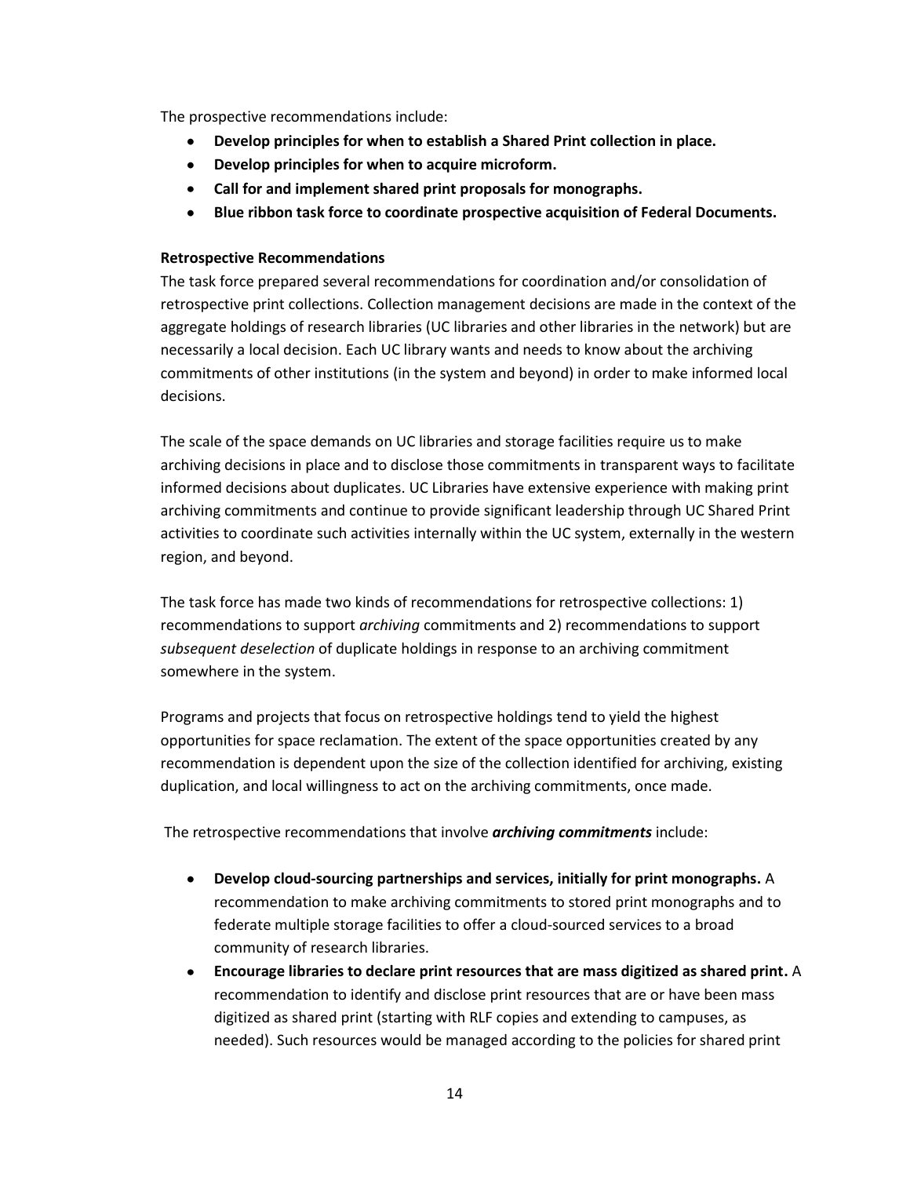The prospective recommendations include:

- **Develop principles for when to establish a Shared Print collection in place.**
- **Develop principles for when to acquire microform.**
- **Call for and implement shared print proposals for monographs.**
- **Blue ribbon task force to coordinate prospective acquisition of Federal Documents.**

**Retrospective Recommendations**

The task force prepared several recommendations for coordination and/or consolidation of retrospective print collections. Collection management decisions are made in the context of the aggregate holdings of research libraries (UC libraries and other libraries in the network) but are necessarily a local decision. Each UC library wants and needs to know about the archiving commitments of other institutions (in the system and beyond) in order to make informed local decisions.

The scale of the space demands on UC libraries and storage facilities require us to make archiving decisions in place and to disclose those commitments in transparent ways to facilitate informed decisions about duplicates. UC Libraries have extensive experience with making print archiving commitments and continue to provide significant leadership through UC Shared Print activities to coordinate such activities internally within the UC system, externally in the western region, and beyond.

The task force has made two kinds of recommendations for retrospective collections: 1) recommendations to support *archiving* commitments and 2) recommendations to support *subsequent deselection* of duplicate holdings in response to an archiving commitment somewhere in the system.

Programs and projects that focus on retrospective holdings tend to yield the highest opportunities for space reclamation. The extent of the space opportunities created by any recommendation is dependent upon the size of the collection identified for archiving, existing duplication, and local willingness to act on the archiving commitments, once made.

The retrospective recommendations that involve ***archiving commitments*** include:

- **Develop cloud-sourcing partnerships and services, initially for print monographs.** A recommendation to make archiving commitments to stored print monographs and to federate multiple storage facilities to offer a cloud-sourced services to a broad community of research libraries.
- **Encourage libraries to declare print resources that are mass digitized as shared print.** A recommendation to identify and disclose print resources that are or have been mass digitized as shared print (starting with RLF copies and extending to campuses, as needed). Such resources would be managed according to the policies for shared print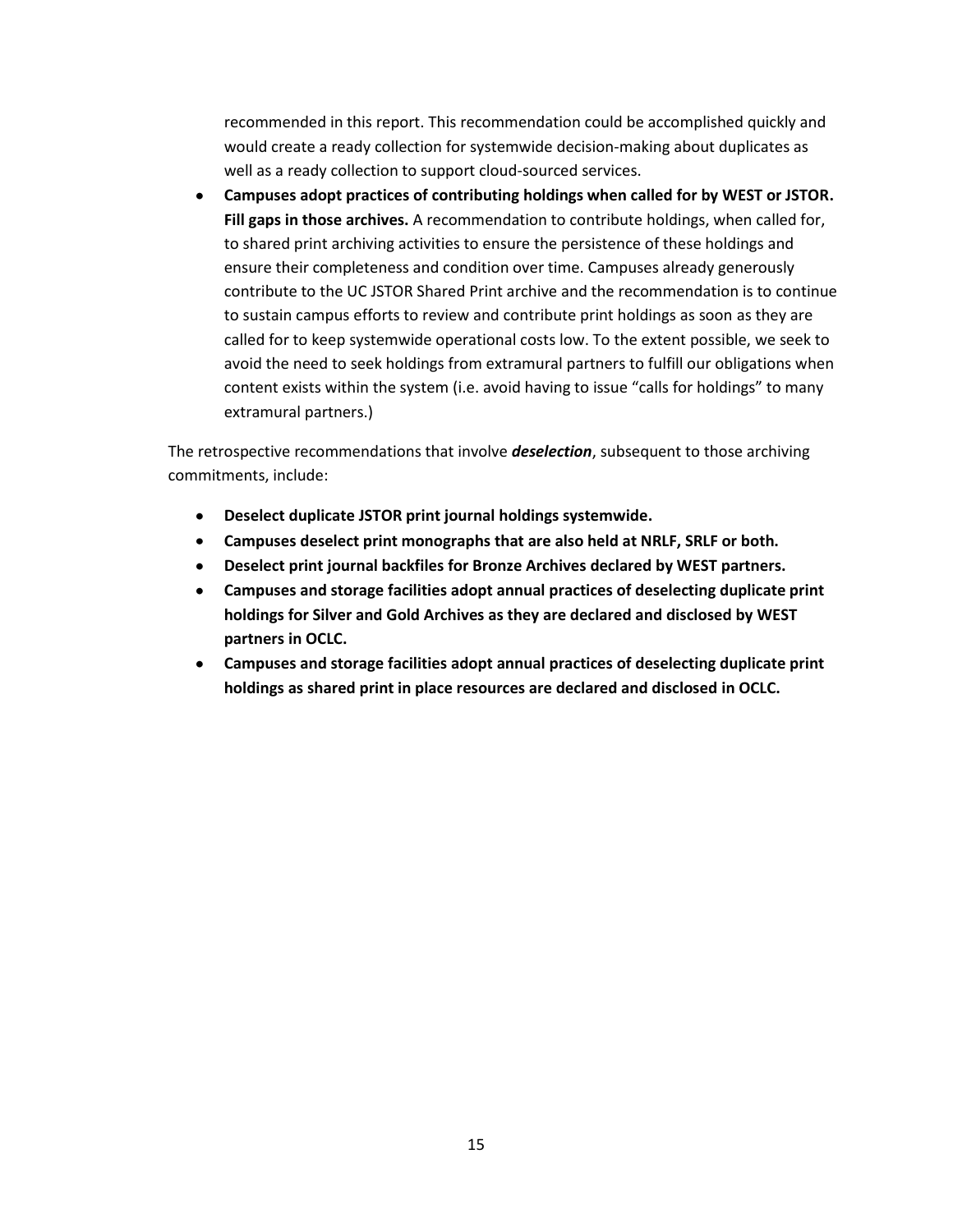recommended in this report. This recommendation could be accomplished quickly and would create a ready collection for systemwide decision-making about duplicates as well as a ready collection to support cloud-sourced services.

- **Campuses adopt practices of contributing holdings when called for by WEST or JSTOR. Fill gaps in those archives.** A recommendation to contribute holdings, when called for, to shared print archiving activities to ensure the persistence of these holdings and ensure their completeness and condition over time. Campuses already generously contribute to the UC JSTOR Shared Print archive and the recommendation is to continue to sustain campus efforts to review and contribute print holdings as soon as they are called for to keep systemwide operational costs low. To the extent possible, we seek to avoid the need to seek holdings from extramural partners to fulfill our obligations when content exists within the system (i.e. avoid having to issue "calls for holdings" to many extramural partners.)

The retrospective recommendations that involve ***deselection***, subsequent to those archiving commitments, include:

- **Deselect duplicate JSTOR print journal holdings systemwide.**
- **Campuses deselect print monographs that are also held at NRLF, SRLF or both.**
- **Deselect print journal backfiles for Bronze Archives declared by WEST partners.**
- **Campuses and storage facilities adopt annual practices of deselecting duplicate print holdings for Silver and Gold Archives as they are declared and disclosed by WEST partners in OCLC.**
- **Campuses and storage facilities adopt annual practices of deselecting duplicate print holdings as shared print in place resources are declared and disclosed in OCLC.**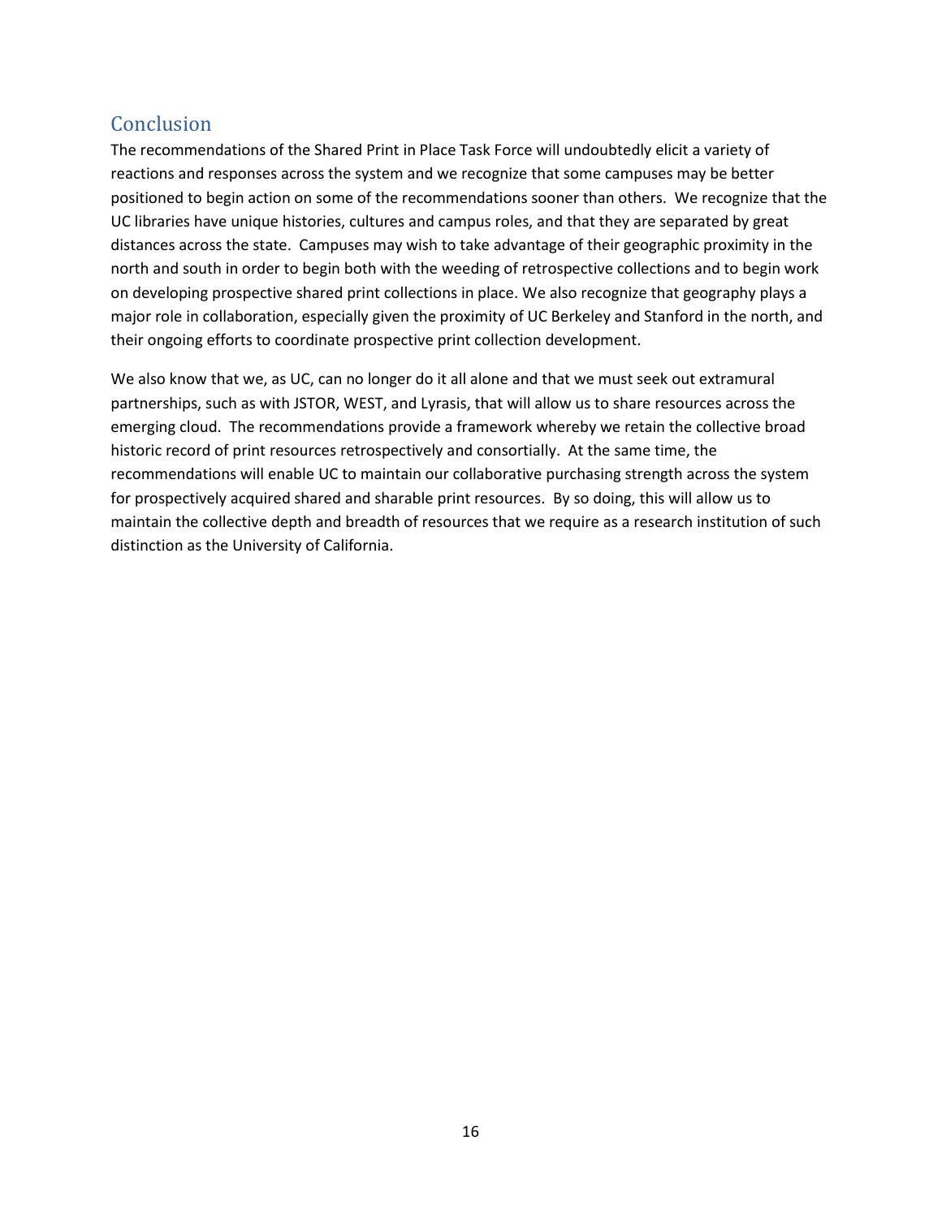## Conclusion

The recommendations of the Shared Print in Place Task Force will undoubtedly elicit a variety of reactions and responses across the system and we recognize that some campuses may be better positioned to begin action on some of the recommendations sooner than others. We recognize that the UC libraries have unique histories, cultures and campus roles, and that they are separated by great distances across the state. Campuses may wish to take advantage of their geographic proximity in the north and south in order to begin both with the weeding of retrospective collections and to begin work on developing prospective shared print collections in place. We also recognize that geography plays a major role in collaboration, especially given the proximity of UC Berkeley and Stanford in the north, and their ongoing efforts to coordinate prospective print collection development.

We also know that we, as UC, can no longer do it all alone and that we must seek out extramural partnerships, such as with JSTOR, WEST, and Lyrasis, that will allow us to share resources across the emerging cloud. The recommendations provide a framework whereby we retain the collective broad historic record of print resources retrospectively and consortially. At the same time, the recommendations will enable UC to maintain our collaborative purchasing strength across the system for prospectively acquired shared and sharable print resources. By so doing, this will allow us to maintain the collective depth and breadth of resources that we require as a research institution of such distinction as the University of California.